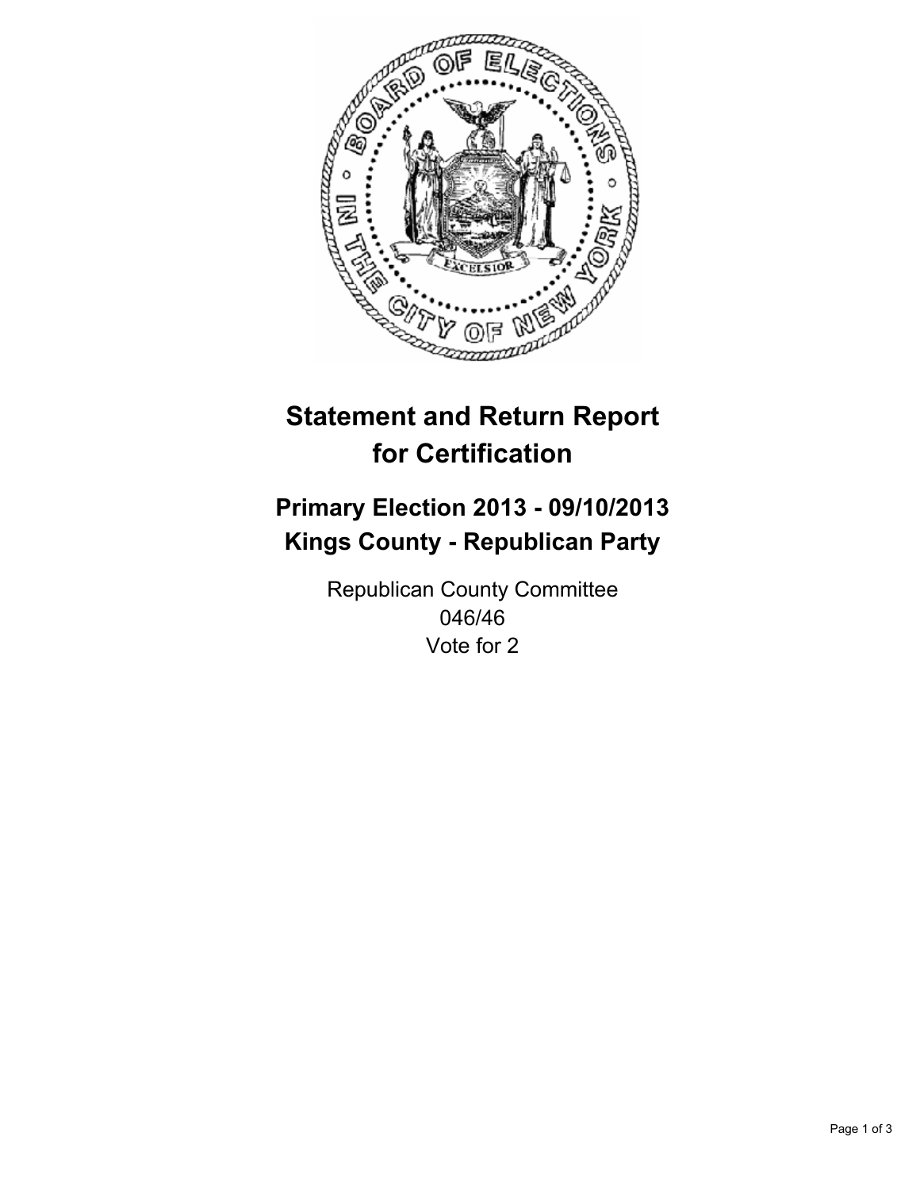# Statement and Return Report for Certification

## Primary Election 2013 - 09/10/2013
## Kings County - Republican Party

Republican County Committee
046/46
Vote for 2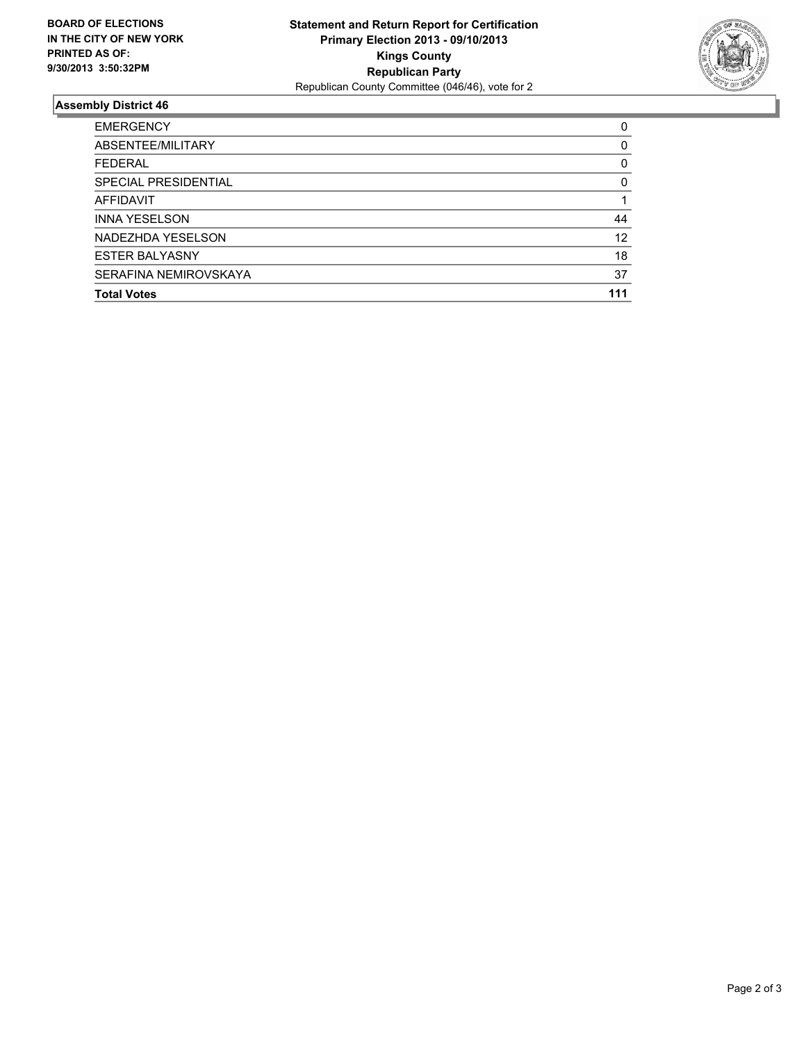**BOARD OF ELECTIONS IN THE CITY OF NEW YORK PRINTED AS OF: 9/30/2013 3:50:32PM**

**Statement and Return Report for Certification**
**Primary Election 2013 - 09/10/2013**
**Kings County**
**Republican Party**
Republican County Committee (046/46), vote for 2

## Assembly District 46

| | |
|---|---|
| EMERGENCY | 0 |
| ABSENTEE/MILITARY | 0 |
| FEDERAL | 0 |
| SPECIAL PRESIDENTIAL | 0 |
| AFFIDAVIT | 1 |
| INNA YESELSON | 44 |
| NADEZHDA YESELSON | 12 |
| ESTER BALYASNY | 18 |
| SERAFINA NEMIROVSKAYA | 37 |
| **Total Votes** | **111** |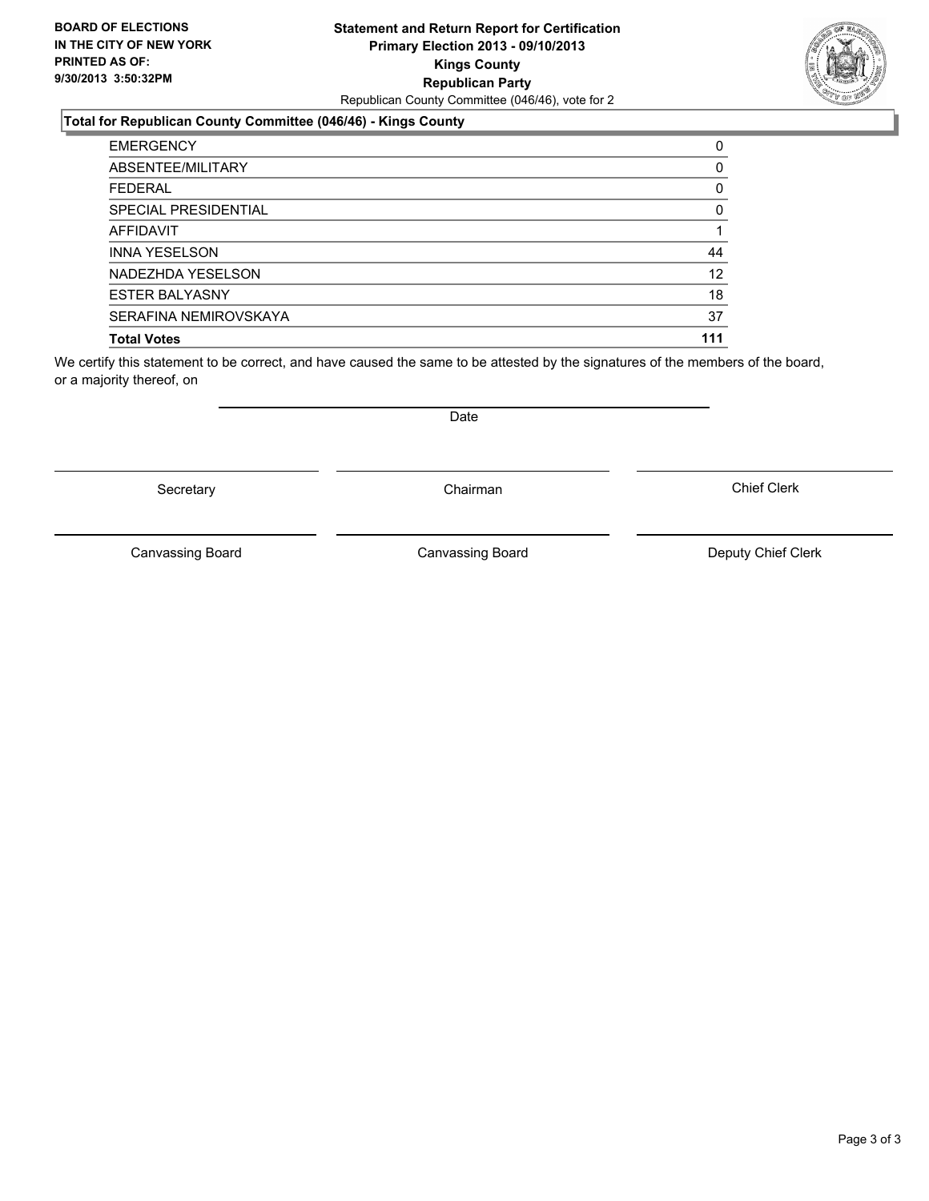**BOARD OF ELECTIONS**
**IN THE CITY OF NEW YORK**
**PRINTED AS OF:**
**9/30/2013 3:50:32PM**

**Statement and Return Report for Certification**
**Primary Election 2013 - 09/10/2013**
**Kings County**
**Republican Party**
Republican County Committee (046/46), vote for 2

**Total for Republican County Committee (046/46) - Kings County**

| | |
|---|---|
| EMERGENCY | 0 |
| ABSENTEE/MILITARY | 0 |
| FEDERAL | 0 |
| SPECIAL PRESIDENTIAL | 0 |
| AFFIDAVIT | 1 |
| INNA YESELSON | 44 |
| NADEZHDA YESELSON | 12 |
| ESTER BALYASNY | 18 |
| SERAFINA NEMIROVSKAYA | 37 |
| **Total Votes** | **111** |

We certify this statement to be correct, and have caused the same to be attested by the signatures of the members of the board, or a majority thereof, on

Date

Secretary | Chairman | Chief Clerk

Canvassing Board | Canvassing Board | Deputy Chief Clerk